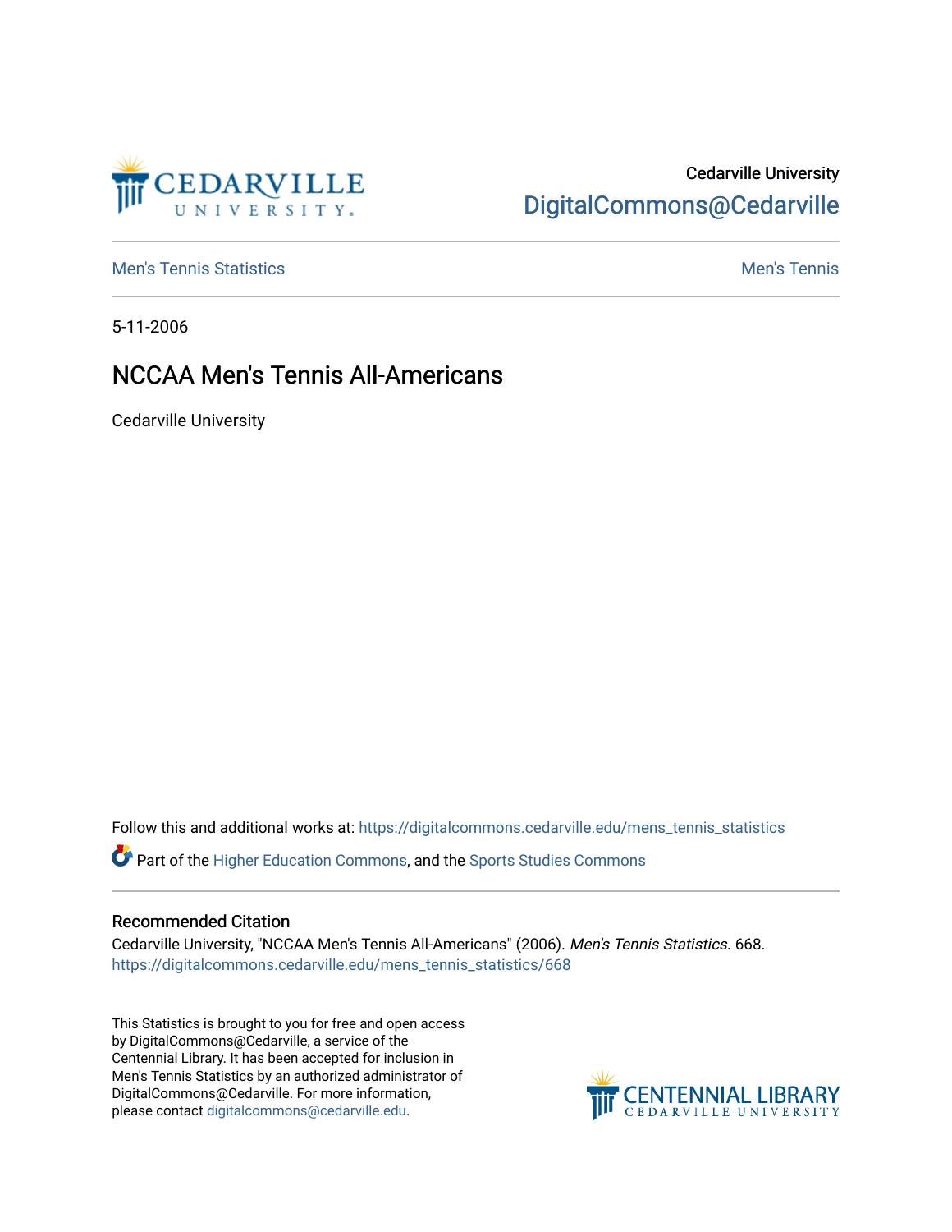Cedarville University
DigitalCommons@Cedarville

Men's Tennis Statistics | Men's Tennis

5-11-2006

# NCCAA Men's Tennis All-Americans

Cedarville University

Follow this and additional works at: https://digitalcommons.cedarville.edu/mens_tennis_statistics

Part of the Higher Education Commons, and the Sports Studies Commons

## Recommended Citation

Cedarville University, "NCCAA Men's Tennis All-Americans" (2006). *Men's Tennis Statistics*. 668.
https://digitalcommons.cedarville.edu/mens_tennis_statistics/668

This Statistics is brought to you for free and open access by DigitalCommons@Cedarville, a service of the Centennial Library. It has been accepted for inclusion in Men's Tennis Statistics by an authorized administrator of DigitalCommons@Cedarville. For more information, please contact digitalcommons@cedarville.edu.

CENTENNIAL LIBRARY
CEDARVILLE UNIVERSITY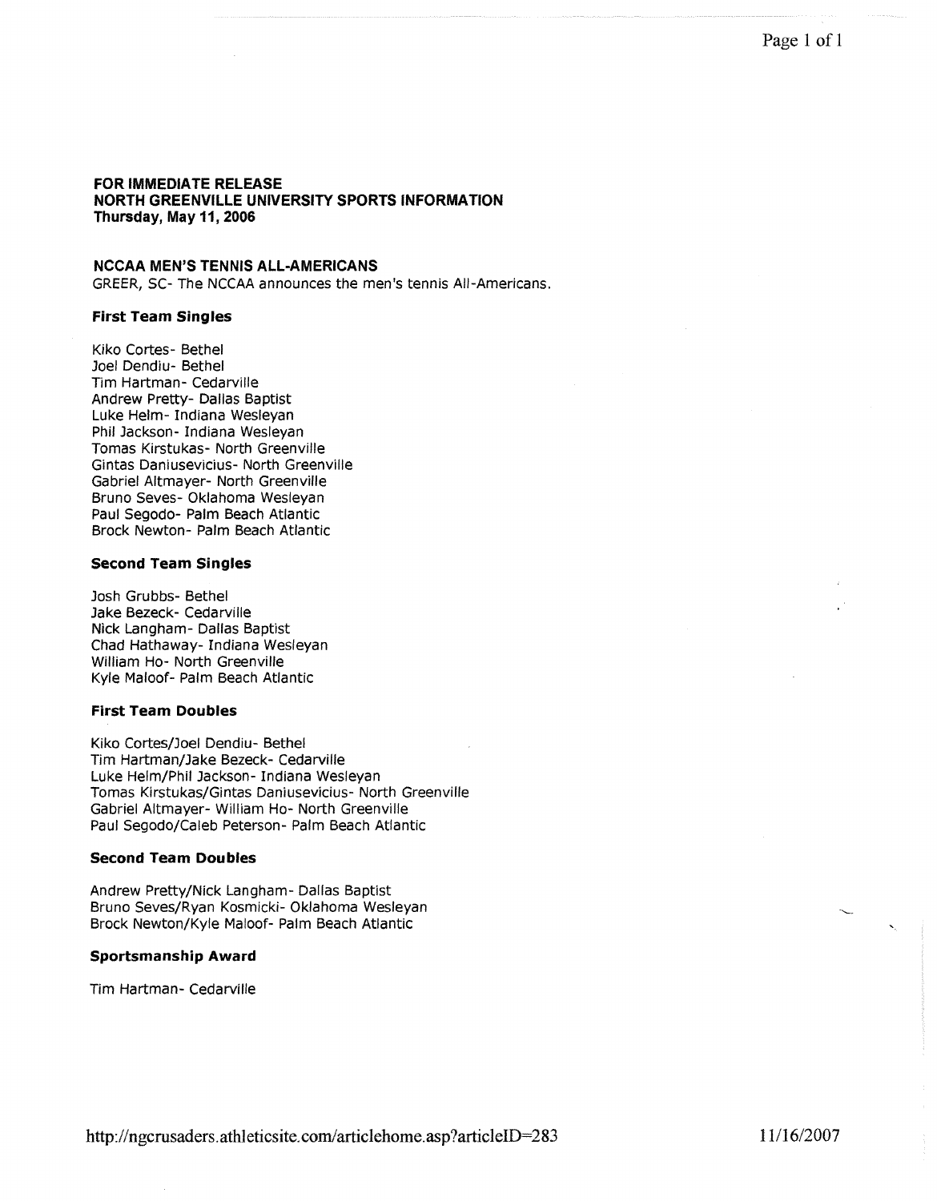**FOR IMMEDIATE RELEASE**
**NORTH GREENVILLE UNIVERSITY SPORTS INFORMATION**
**Thursday, May 11, 2006**

**NCCAA MEN'S TENNIS ALL-AMERICANS**

GREER, SC- The NCCAA announces the men's tennis All-Americans.

**First Team Singles**

Kiko Cortes- Bethel
Joel Dendiu- Bethel
Tim Hartman- Cedarville
Andrew Pretty- Dallas Baptist
Luke Helm- Indiana Wesleyan
Phil Jackson- Indiana Wesleyan
Tomas Kirstukas- North Greenville
Gintas Daniusevicius- North Greenville
Gabriel Altmayer- North Greenville
Bruno Seves- Oklahoma Wesleyan
Paul Segodo- Palm Beach Atlantic
Brock Newton- Palm Beach Atlantic

**Second Team Singles**

Josh Grubbs- Bethel
Jake Bezeck- Cedarville
Nick Langham- Dallas Baptist
Chad Hathaway- Indiana Wesleyan
William Ho- North Greenville
Kyle Maloof- Palm Beach Atlantic

**First Team Doubles**

Kiko Cortes/Joel Dendiu- Bethel
Tim Hartman/Jake Bezeck- Cedarville
Luke Helm/Phil Jackson- Indiana Wesleyan
Tomas Kirstukas/Gintas Daniusevicius- North Greenville
Gabriel Altmayer- William Ho- North Greenville
Paul Segodo/Caleb Peterson- Palm Beach Atlantic

**Second Team Doubles**

Andrew Pretty/Nick Langham- Dallas Baptist
Bruno Seves/Ryan Kosmicki- Oklahoma Wesleyan
Brock Newton/Kyle Maloof- Palm Beach Atlantic

**Sportsmanship Award**

Tim Hartman- Cedarville

http://ngcrusaders.athleticsite.com/articlehome.asp?articleID=283 11/16/2007